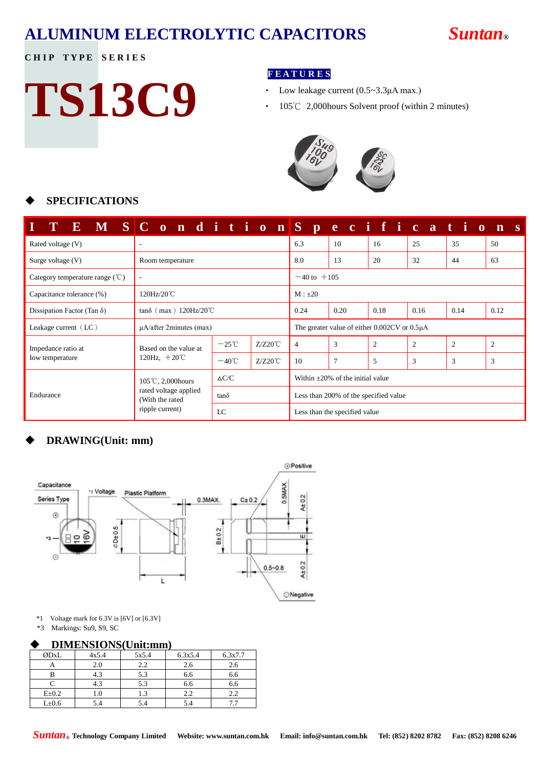# ALUMINUM ELECTROLYTIC CAPACITORS

**Suntan®**

**CHIP TYPE SERIES**

# TS13C9

**FEATURES**

- Low leakage current (0.5~3.3μA max.)
- 105℃ 2,000hours Solvent proof (within 2 minutes)

## SPECIFICATIONS

| ITEMS | Condition | | | Specifications | | | | | |
|---|---|---|---|---|---|---|---|---|---|
| Rated voltage (V) | - | | | 6.3 | 10 | 16 | 25 | 35 | 50 |
| Surge voltage (V) | Room temperature | | | 8.0 | 13 | 20 | 32 | 44 | 63 |
| Category temperature range (℃) | - | | | −40 to +105 | | | | | |
| Capacitance tolerance (%) | 120Hz/20℃ | | | M : ±20 | | | | | |
| Dissipation Factor (Tan δ) | tanδ（max）120Hz/20℃ | | | 0.24 | 0.20 | 0.18 | 0.16 | 0.14 | 0.12 |
| Leakage current（LC） | μA/after 2minutes (max) | | | The greater value of either 0.002CV or 0.5μA | | | | | |
| Impedance ratio at low temperature | Based on the value at 120Hz, +20℃ | −25℃ | Z/Z20℃ | 4 | 3 | 2 | 2 | 2 | 2 |
| | | −40℃ | Z/Z20℃ | 10 | 7 | 5 | 3 | 3 | 3 |
| Endurance | 105℃, 2,000hours rated voltage applied (With the rated ripple current) | ΔC/C | | Within ±20% of the initial value | | | | | |
| | | tanδ | | Less than 200% of the specified value | | | | | |
| | | LC | | Less than the specified value | | | | | |

## DRAWING(Unit: mm)

Capacitance, Series Type, *1 Voltage, *3, Plastic Platform, øD±0.5, L, 0.3MAX., C±0.2, B±0.2, 0.5MAX., A±0.2, E, 0.5~0.8, ⊕Positive, ⊖Negative

*1 Voltage mark for 6.3V is [6V] or [6.3V]

*3 Markings: Su9, S9, SC

## DIMENSIONS(Unit:mm)

| ØDxL | 4x5.4 | 5x5.4 | 6.3x5.4 | 6.3x7.7 |
|---|---|---|---|---|
| A | 2.0 | 2.2 | 2.6 | 2.6 |
| B | 4.3 | 5.3 | 6.6 | 6.6 |
| C | 4.3 | 5.3 | 6.6 | 6.6 |
| E±0.2 | 1.0 | 1.3 | 2.2 | 2.2 |
| L±0.6 | 5.4 | 5.4 | 5.4 | 7.7 |

**Suntan® Technology Company Limited   Website: www.suntan.com.hk   Email: info@suntan.com.hk   Tel: (852) 8202 8782   Fax: (852) 8208 6246**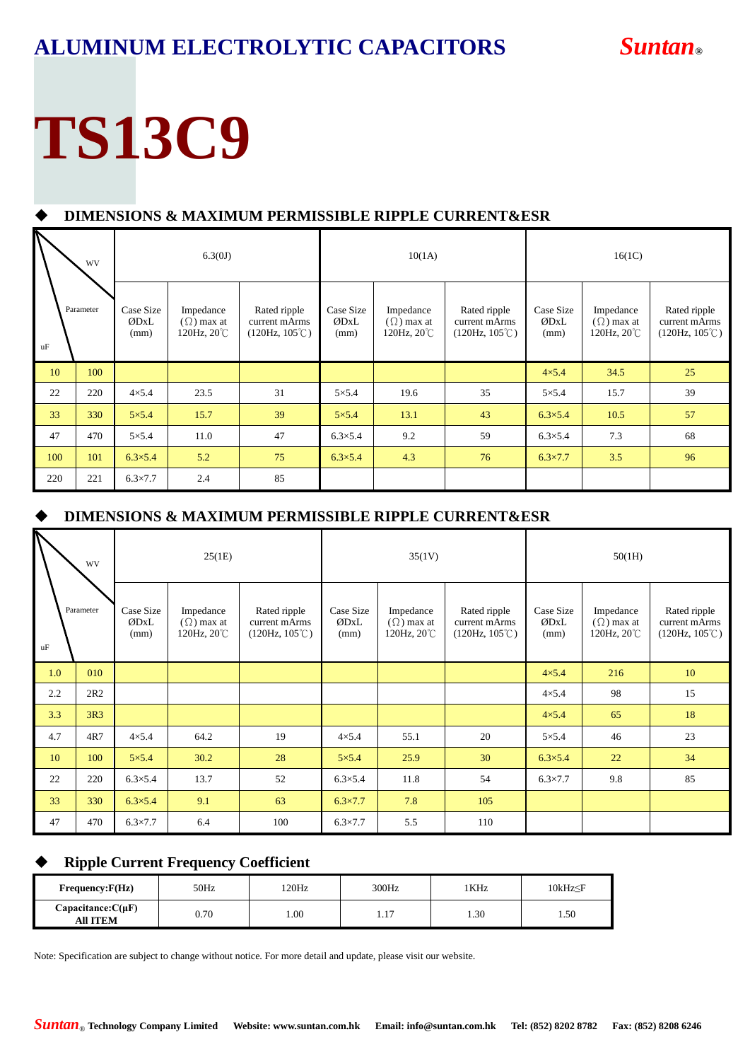# ALUMINUM ELECTROLYTIC CAPACITORS

*Suntan*®

# TS13C9

## ◆ DIMENSIONS & MAXIMUM PERMISSIBLE RIPPLE CURRENT&ESR

| WV / Parameter / uF | | 6.3(0J) | | | 10(1A) | | | 16(1C) | | |
|---|---|---|---|---|---|---|---|---|---|---|
| | | Case Size ØDxL (mm) | Impedance (Ω) max at 120Hz, 20℃ | Rated ripple current mArms (120Hz, 105℃) | Case Size ØDxL (mm) | Impedance (Ω) max at 120Hz, 20℃ | Rated ripple current mArms (120Hz, 105℃) | Case Size ØDxL (mm) | Impedance (Ω) max at 120Hz, 20℃ | Rated ripple current mArms (120Hz, 105℃) |
| 10 | 100 | | | | | | | 4×5.4 | 34.5 | 25 |
| 22 | 220 | 4×5.4 | 23.5 | 31 | 5×5.4 | 19.6 | 35 | 5×5.4 | 15.7 | 39 |
| 33 | 330 | 5×5.4 | 15.7 | 39 | 5×5.4 | 13.1 | 43 | 6.3×5.4 | 10.5 | 57 |
| 47 | 470 | 5×5.4 | 11.0 | 47 | 6.3×5.4 | 9.2 | 59 | 6.3×5.4 | 7.3 | 68 |
| 100 | 101 | 6.3×5.4 | 5.2 | 75 | 6.3×5.4 | 4.3 | 76 | 6.3×7.7 | 3.5 | 96 |
| 220 | 221 | 6.3×7.7 | 2.4 | 85 | | | | | | |

## ◆ DIMENSIONS & MAXIMUM PERMISSIBLE RIPPLE CURRENT&ESR

| WV / Parameter / uF | | 25(1E) | | | 35(1V) | | | 50(1H) | | |
|---|---|---|---|---|---|---|---|---|---|---|
| | | Case Size ØDxL (mm) | Impedance (Ω) max at 120Hz, 20℃ | Rated ripple current mArms (120Hz, 105℃) | Case Size ØDxL (mm) | Impedance (Ω) max at 120Hz, 20℃ | Rated ripple current mArms (120Hz, 105℃) | Case Size ØDxL (mm) | Impedance (Ω) max at 120Hz, 20℃ | Rated ripple current mArms (120Hz, 105℃) |
| 1.0 | 010 | | | | | | | 4×5.4 | 216 | 10 |
| 2.2 | 2R2 | | | | | | | 4×5.4 | 98 | 15 |
| 3.3 | 3R3 | | | | | | | 4×5.4 | 65 | 18 |
| 4.7 | 4R7 | 4×5.4 | 64.2 | 19 | 4×5.4 | 55.1 | 20 | 5×5.4 | 46 | 23 |
| 10 | 100 | 5×5.4 | 30.2 | 28 | 5×5.4 | 25.9 | 30 | 6.3×5.4 | 22 | 34 |
| 22 | 220 | 6.3×5.4 | 13.7 | 52 | 6.3×5.4 | 11.8 | 54 | 6.3×7.7 | 9.8 | 85 |
| 33 | 330 | 6.3×5.4 | 9.1 | 63 | 6.3×7.7 | 7.8 | 105 | | | |
| 47 | 470 | 6.3×7.7 | 6.4 | 100 | 6.3×7.7 | 5.5 | 110 | | | |

## ◆ Ripple Current Frequency Coefficient

| Frequency:F(Hz) | 50Hz | 120Hz | 300Hz | 1KHz | 10kHz≤F |
|---|---|---|---|---|---|
| Capacitance:C(μF) All ITEM | 0.70 | 1.00 | 1.17 | 1.30 | 1.50 |

Note: Specification are subject to change without notice. For more detail and update, please visit our website.

*Suntan*® Technology Company Limited Website: www.suntan.com.hk Email: info@suntan.com.hk Tel: (852) 8202 8782 Fax: (852) 8208 6246